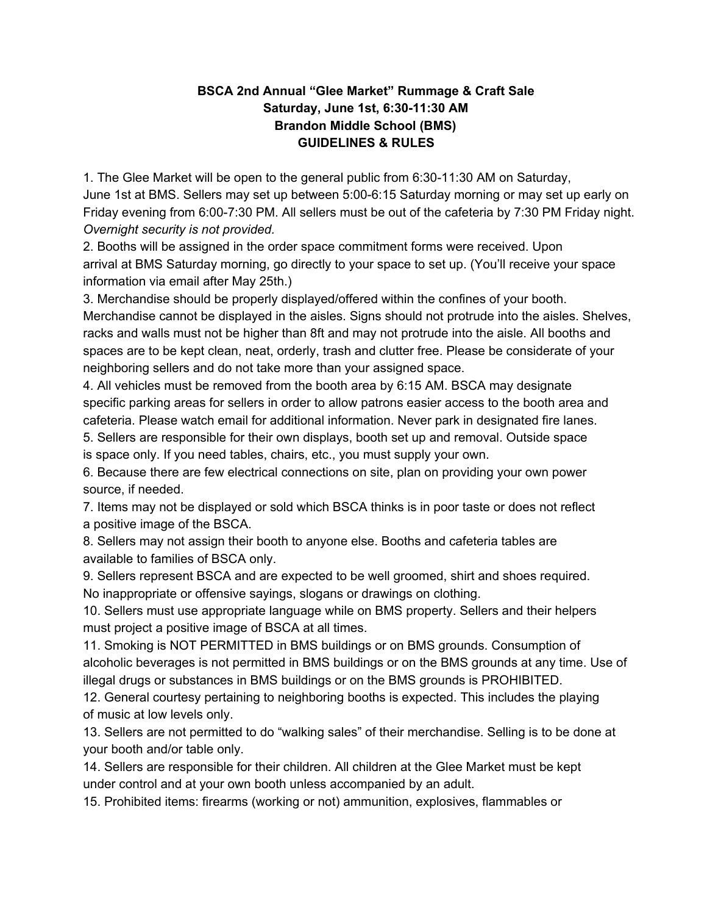**BSCA 2nd Annual "Glee Market" Rummage & Craft Sale**
**Saturday, June 1st, 6:30-11:30 AM**
**Brandon Middle School (BMS)**
**GUIDELINES & RULES**

1. The Glee Market will be open to the general public from 6:30-11:30 AM on Saturday, June 1st at BMS. Sellers may set up between 5:00-6:15 Saturday morning or may set up early on Friday evening from 6:00-7:30 PM. All sellers must be out of the cafeteria by 7:30 PM Friday night. *Overnight security is not provided.*
2. Booths will be assigned in the order space commitment forms were received. Upon arrival at BMS Saturday morning, go directly to your space to set up. (You'll receive your space information via email after May 25th.)
3. Merchandise should be properly displayed/offered within the confines of your booth. Merchandise cannot be displayed in the aisles. Signs should not protrude into the aisles. Shelves, racks and walls must not be higher than 8ft and may not protrude into the aisle. All booths and spaces are to be kept clean, neat, orderly, trash and clutter free. Please be considerate of your neighboring sellers and do not take more than your assigned space.
4. All vehicles must be removed from the booth area by 6:15 AM. BSCA may designate specific parking areas for sellers in order to allow patrons easier access to the booth area and cafeteria. Please watch email for additional information. Never park in designated fire lanes.
5. Sellers are responsible for their own displays, booth set up and removal. Outside space is space only. If you need tables, chairs, etc., you must supply your own.
6. Because there are few electrical connections on site, plan on providing your own power source, if needed.
7. Items may not be displayed or sold which BSCA thinks is in poor taste or does not reflect a positive image of the BSCA.
8. Sellers may not assign their booth to anyone else. Booths and cafeteria tables are available to families of BSCA only.
9. Sellers represent BSCA and are expected to be well groomed, shirt and shoes required. No inappropriate or offensive sayings, slogans or drawings on clothing.
10. Sellers must use appropriate language while on BMS property. Sellers and their helpers must project a positive image of BSCA at all times.
11. Smoking is NOT PERMITTED in BMS buildings or on BMS grounds. Consumption of alcoholic beverages is not permitted in BMS buildings or on the BMS grounds at any time. Use of illegal drugs or substances in BMS buildings or on the BMS grounds is PROHIBITED.
12. General courtesy pertaining to neighboring booths is expected. This includes the playing of music at low levels only.
13. Sellers are not permitted to do "walking sales" of their merchandise. Selling is to be done at your booth and/or table only.
14. Sellers are responsible for their children. All children at the Glee Market must be kept under control and at your own booth unless accompanied by an adult.
15. Prohibited items: firearms (working or not) ammunition, explosives, flammables or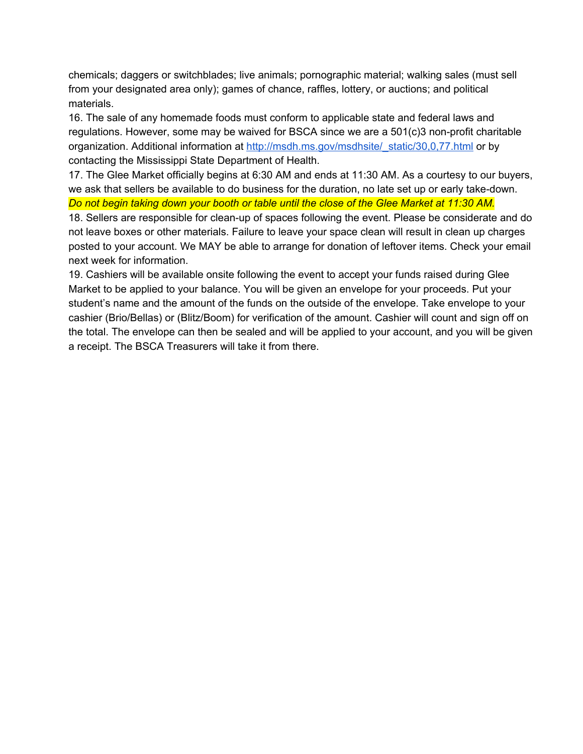chemicals; daggers or switchblades; live animals; pornographic material; walking sales (must sell from your designated area only); games of chance, raffles, lottery, or auctions; and political materials.

16. The sale of any homemade foods must conform to applicable state and federal laws and regulations. However, some may be waived for BSCA since we are a 501(c)3 non-profit charitable organization. Additional information at [http://msdh.ms.gov/msdhsite/_static/30,0,77.html](http://msdh.ms.gov/msdhsite/_static/30,0,77.html) or by contacting the Mississippi State Department of Health.

17. The Glee Market officially begins at 6:30 AM and ends at 11:30 AM. As a courtesy to our buyers, we ask that sellers be available to do business for the duration, no late set up or early take-down. *Do not begin taking down your booth or table until the close of the Glee Market at 11:30 AM.*

18. Sellers are responsible for clean-up of spaces following the event. Please be considerate and do not leave boxes or other materials. Failure to leave your space clean will result in clean up charges posted to your account. We MAY be able to arrange for donation of leftover items. Check your email next week for information.

19. Cashiers will be available onsite following the event to accept your funds raised during Glee Market to be applied to your balance. You will be given an envelope for your proceeds. Put your student's name and the amount of the funds on the outside of the envelope. Take envelope to your cashier (Brio/Bellas) or (Blitz/Boom) for verification of the amount. Cashier will count and sign off on the total. The envelope can then be sealed and will be applied to your account, and you will be given a receipt. The BSCA Treasurers will take it from there.